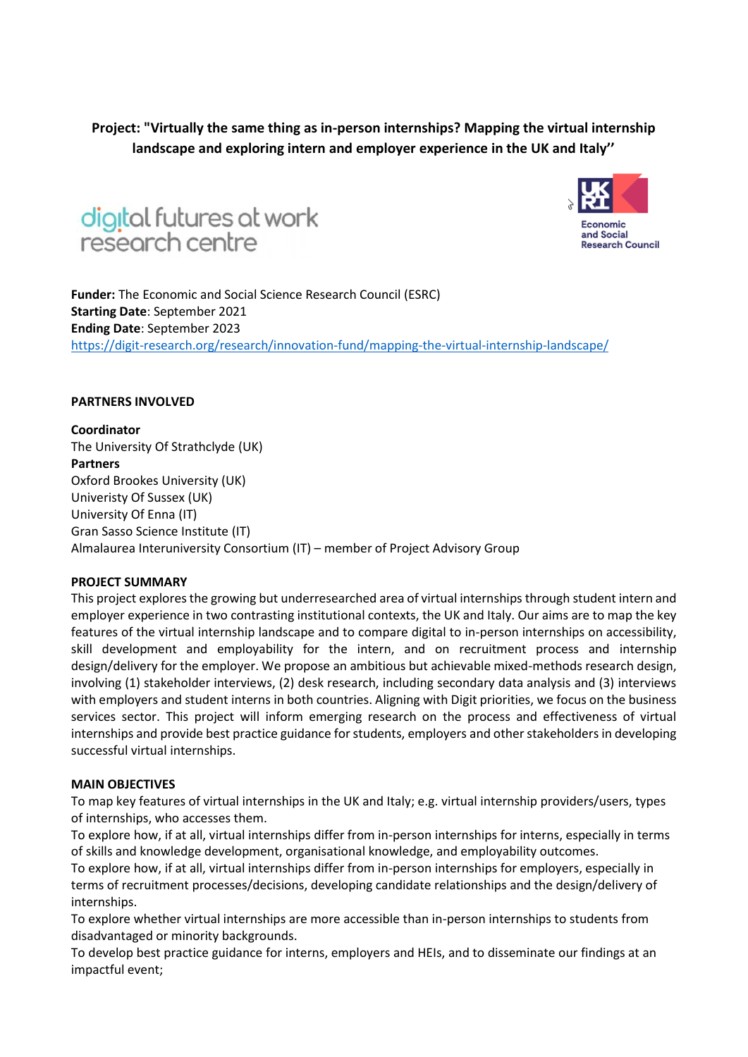**Project: "Virtually the same thing as in-person internships? Mapping the virtual internship landscape and exploring intern and employer experience in the UK and Italy''**

digital futures at work research centre

Economic and Social Research Council

**Funder:** The Economic and Social Science Research Council (ESRC)
**Starting Date**: September 2021
**Ending Date**: September 2023
https://digit-research.org/research/innovation-fund/mapping-the-virtual-internship-landscape/

**PARTNERS INVOLVED**

**Coordinator**
The University Of Strathclyde (UK)
**Partners**
Oxford Brookes University (UK)
Univeristy Of Sussex (UK)
University Of Enna (IT)
Gran Sasso Science Institute (IT)
Almalaurea Interuniversity Consortium (IT) – member of Project Advisory Group

**PROJECT SUMMARY**

This project explores the growing but underresearched area of virtual internships through student intern and employer experience in two contrasting institutional contexts, the UK and Italy. Our aims are to map the key features of the virtual internship landscape and to compare digital to in-person internships on accessibility, skill development and employability for the intern, and on recruitment process and internship design/delivery for the employer. We propose an ambitious but achievable mixed-methods research design, involving (1) stakeholder interviews, (2) desk research, including secondary data analysis and (3) interviews with employers and student interns in both countries. Aligning with Digit priorities, we focus on the business services sector. This project will inform emerging research on the process and effectiveness of virtual internships and provide best practice guidance for students, employers and other stakeholders in developing successful virtual internships.

**MAIN OBJECTIVES**

To map key features of virtual internships in the UK and Italy; e.g. virtual internship providers/users, types of internships, who accesses them.
To explore how, if at all, virtual internships differ from in-person internships for interns, especially in terms of skills and knowledge development, organisational knowledge, and employability outcomes.
To explore how, if at all, virtual internships differ from in-person internships for employers, especially in terms of recruitment processes/decisions, developing candidate relationships and the design/delivery of internships.
To explore whether virtual internships are more accessible than in-person internships to students from disadvantaged or minority backgrounds.
To develop best practice guidance for interns, employers and HEIs, and to disseminate our findings at an impactful event;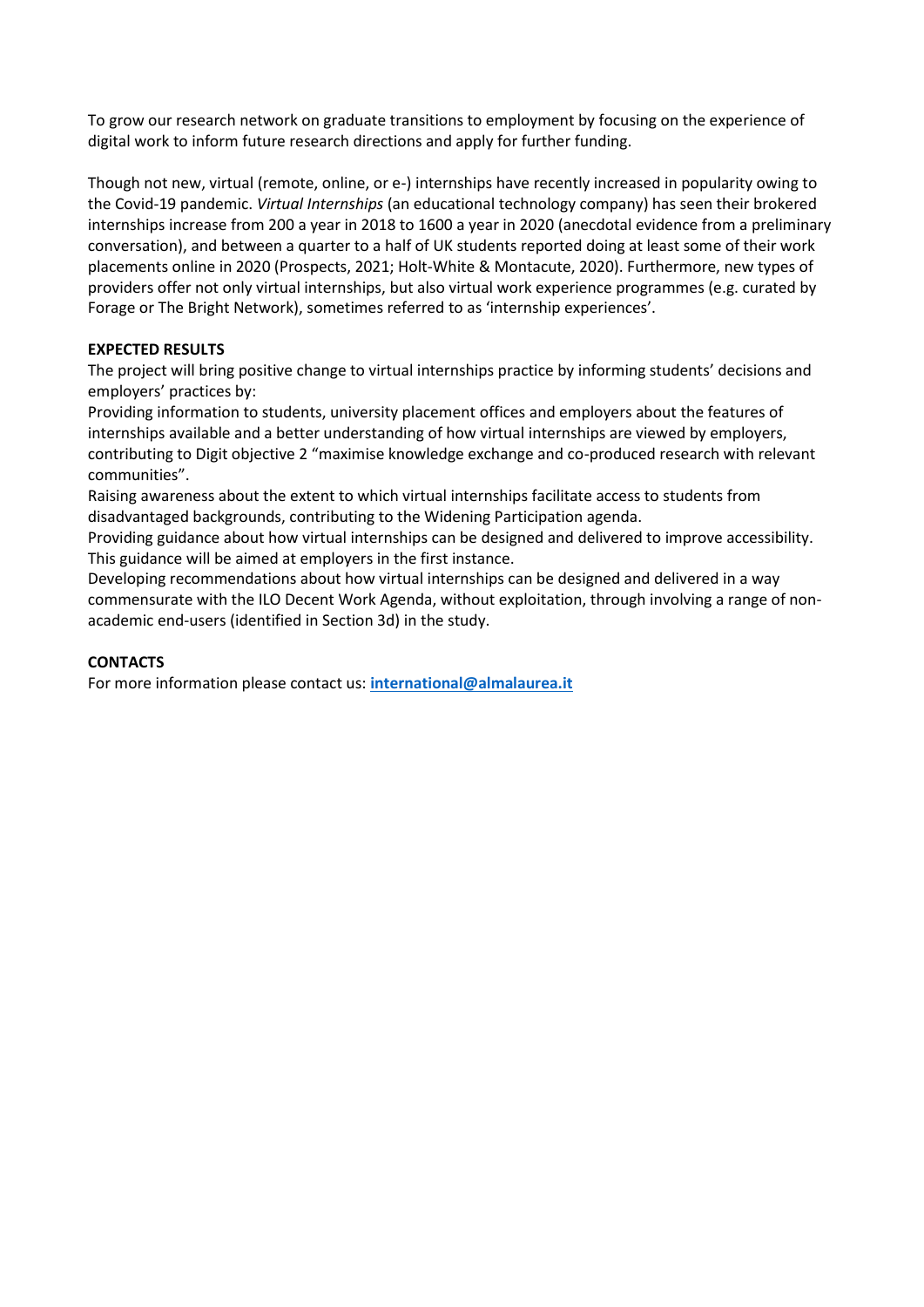To grow our research network on graduate transitions to employment by focusing on the experience of digital work to inform future research directions and apply for further funding.

Though not new, virtual (remote, online, or e-) internships have recently increased in popularity owing to the Covid-19 pandemic. *Virtual Internships* (an educational technology company) has seen their brokered internships increase from 200 a year in 2018 to 1600 a year in 2020 (anecdotal evidence from a preliminary conversation), and between a quarter to a half of UK students reported doing at least some of their work placements online in 2020 (Prospects, 2021; Holt-White & Montacute, 2020). Furthermore, new types of providers offer not only virtual internships, but also virtual work experience programmes (e.g. curated by Forage or The Bright Network), sometimes referred to as 'internship experiences'.

**EXPECTED RESULTS**

The project will bring positive change to virtual internships practice by informing students' decisions and employers' practices by:

Providing information to students, university placement offices and employers about the features of internships available and a better understanding of how virtual internships are viewed by employers, contributing to Digit objective 2 "maximise knowledge exchange and co-produced research with relevant communities".

Raising awareness about the extent to which virtual internships facilitate access to students from disadvantaged backgrounds, contributing to the Widening Participation agenda.

Providing guidance about how virtual internships can be designed and delivered to improve accessibility. This guidance will be aimed at employers in the first instance.

Developing recommendations about how virtual internships can be designed and delivered in a way commensurate with the ILO Decent Work Agenda, without exploitation, through involving a range of non-academic end-users (identified in Section 3d) in the study.

**CONTACTS**

For more information please contact us: **international@almalaurea.it**